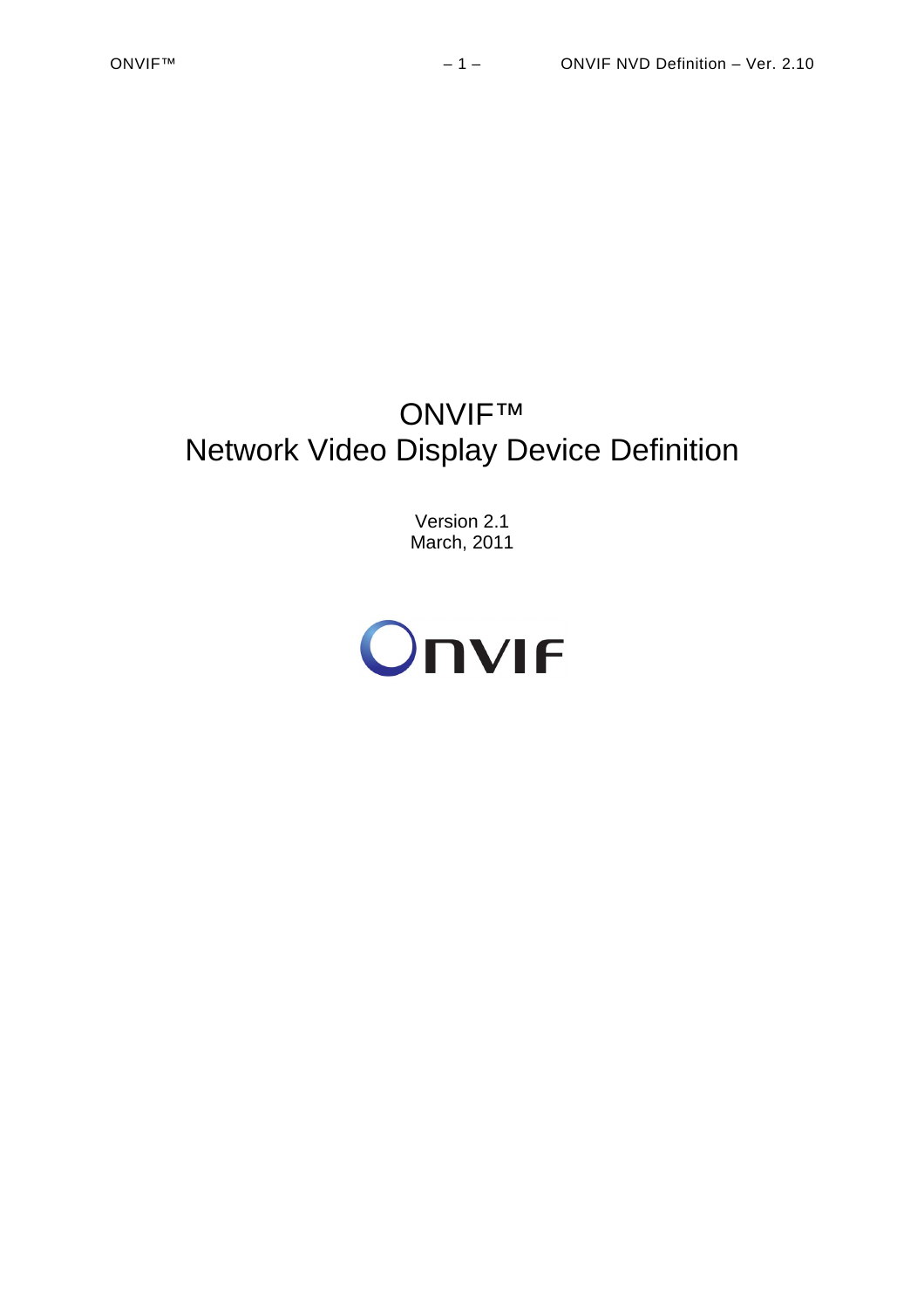# ONVIF™
# Network Video Display Device Definition

Version 2.1
March, 2011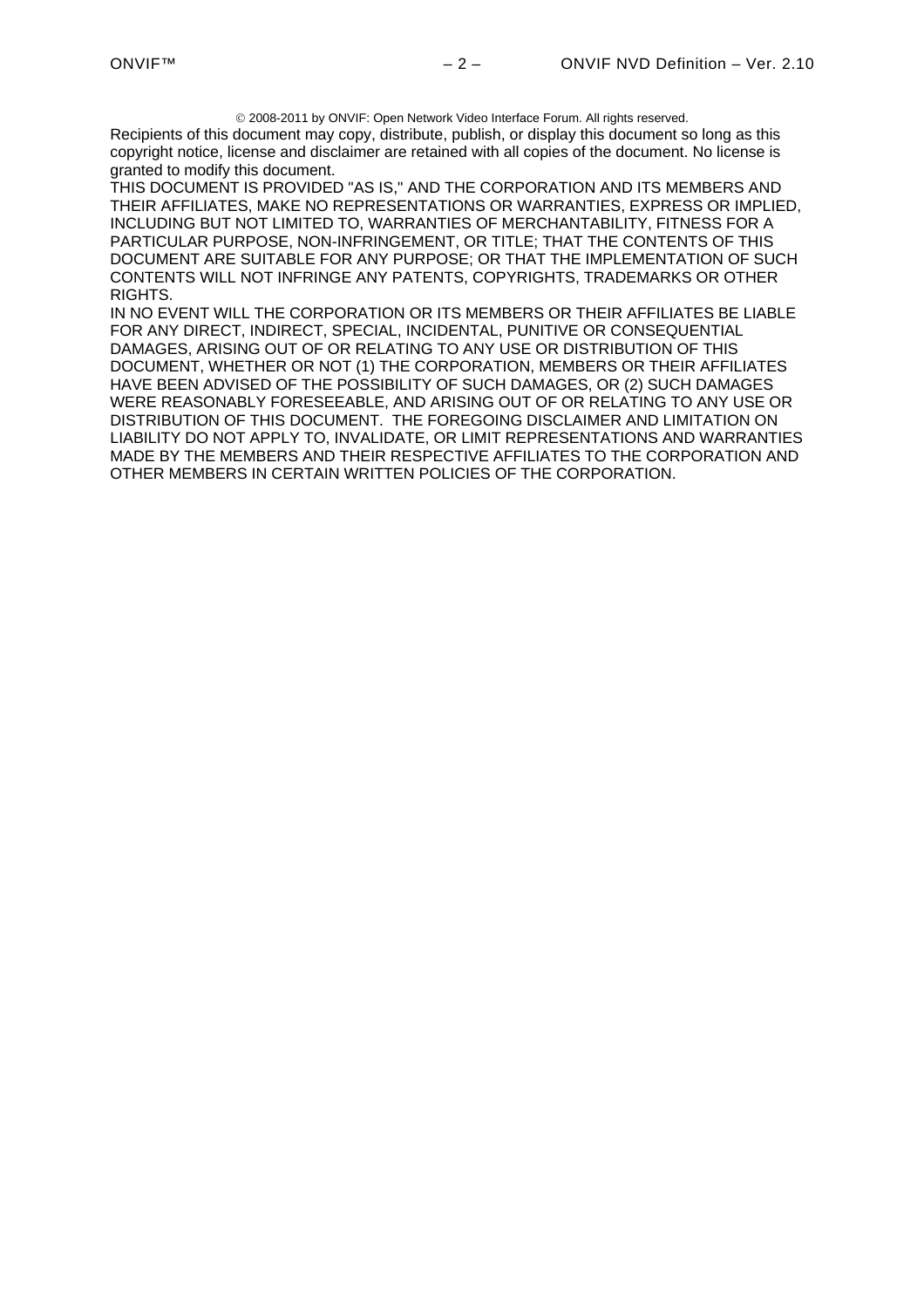© 2008-2011 by ONVIF: Open Network Video Interface Forum. All rights reserved.

Recipients of this document may copy, distribute, publish, or display this document so long as this copyright notice, license and disclaimer are retained with all copies of the document. No license is granted to modify this document.

THIS DOCUMENT IS PROVIDED "AS IS," AND THE CORPORATION AND ITS MEMBERS AND THEIR AFFILIATES, MAKE NO REPRESENTATIONS OR WARRANTIES, EXPRESS OR IMPLIED, INCLUDING BUT NOT LIMITED TO, WARRANTIES OF MERCHANTABILITY, FITNESS FOR A PARTICULAR PURPOSE, NON-INFRINGEMENT, OR TITLE; THAT THE CONTENTS OF THIS DOCUMENT ARE SUITABLE FOR ANY PURPOSE; OR THAT THE IMPLEMENTATION OF SUCH CONTENTS WILL NOT INFRINGE ANY PATENTS, COPYRIGHTS, TRADEMARKS OR OTHER RIGHTS.

IN NO EVENT WILL THE CORPORATION OR ITS MEMBERS OR THEIR AFFILIATES BE LIABLE FOR ANY DIRECT, INDIRECT, SPECIAL, INCIDENTAL, PUNITIVE OR CONSEQUENTIAL DAMAGES, ARISING OUT OF OR RELATING TO ANY USE OR DISTRIBUTION OF THIS DOCUMENT, WHETHER OR NOT (1) THE CORPORATION, MEMBERS OR THEIR AFFILIATES HAVE BEEN ADVISED OF THE POSSIBILITY OF SUCH DAMAGES, OR (2) SUCH DAMAGES WERE REASONABLY FORESEEABLE, AND ARISING OUT OF OR RELATING TO ANY USE OR DISTRIBUTION OF THIS DOCUMENT. THE FOREGOING DISCLAIMER AND LIMITATION ON LIABILITY DO NOT APPLY TO, INVALIDATE, OR LIMIT REPRESENTATIONS AND WARRANTIES MADE BY THE MEMBERS AND THEIR RESPECTIVE AFFILIATES TO THE CORPORATION AND OTHER MEMBERS IN CERTAIN WRITTEN POLICIES OF THE CORPORATION.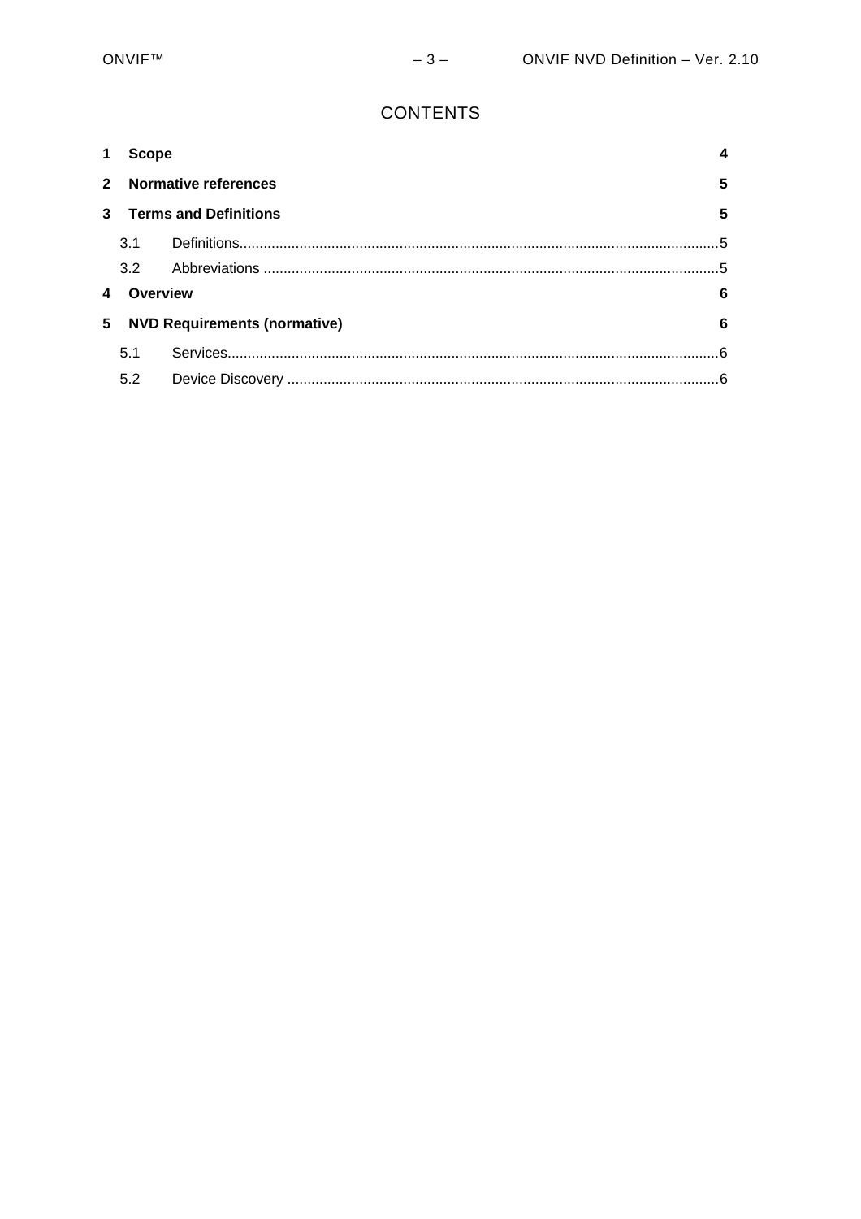# CONTENTS

**1 Scope** 4

**2 Normative references** 5

**3 Terms and Definitions** 5

- 3.1 Definitions 5
- 3.2 Abbreviations 5

**4 Overview** 6

**5 NVD Requirements (normative)** 6

- 5.1 Services 6
- 5.2 Device Discovery 6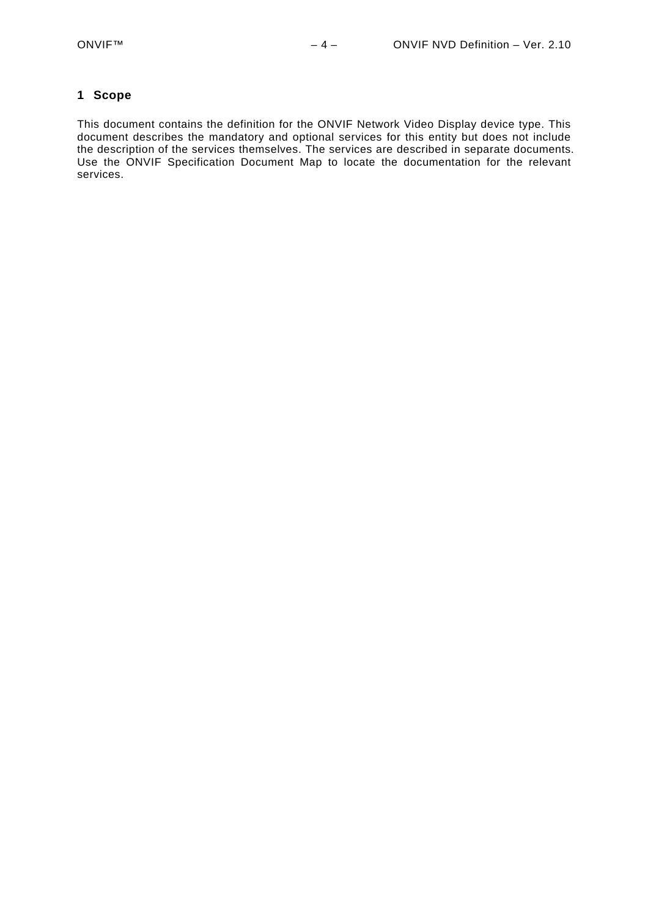# 1 Scope

This document contains the definition for the ONVIF Network Video Display device type. This document describes the mandatory and optional services for this entity but does not include the description of the services themselves. The services are described in separate documents. Use the ONVIF Specification Document Map to locate the documentation for the relevant services.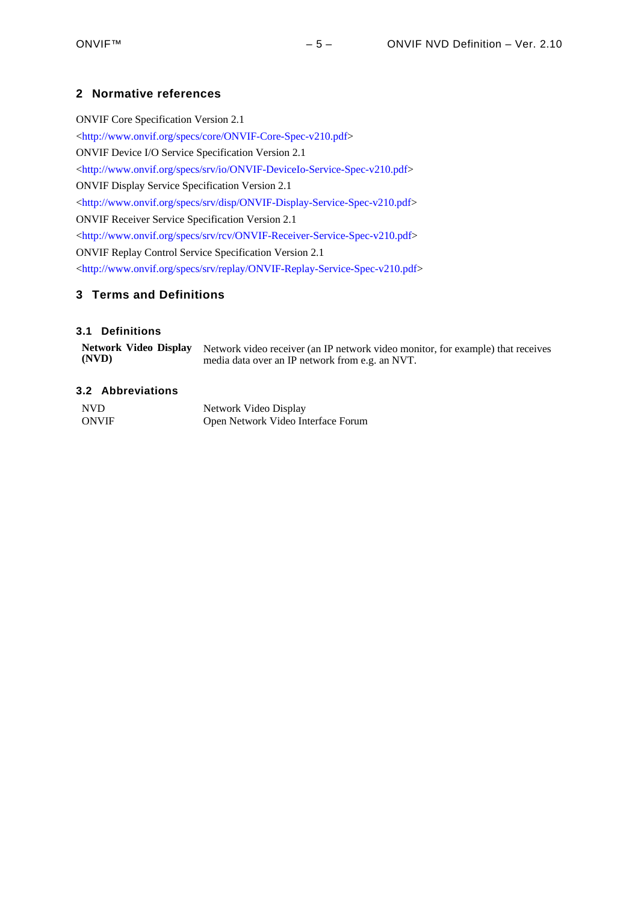## 2 Normative references

ONVIF Core Specification Version 2.1
<http://www.onvif.org/specs/core/ONVIF-Core-Spec-v210.pdf>
ONVIF Device I/O Service Specification Version 2.1
<http://www.onvif.org/specs/srv/io/ONVIF-DeviceIo-Service-Spec-v210.pdf>
ONVIF Display Service Specification Version 2.1
<http://www.onvif.org/specs/srv/disp/ONVIF-Display-Service-Spec-v210.pdf>
ONVIF Receiver Service Specification Version 2.1
<http://www.onvif.org/specs/srv/rcv/ONVIF-Receiver-Service-Spec-v210.pdf>
ONVIF Replay Control Service Specification Version 2.1
<http://www.onvif.org/specs/srv/replay/ONVIF-Replay-Service-Spec-v210.pdf>

## 3 Terms and Definitions

### 3.1 Definitions

| | |
|---|---|
| **Network Video Display (NVD)** | Network video receiver (an IP network video monitor, for example) that receives media data over an IP network from e.g. an NVT. |

### 3.2 Abbreviations

| | |
|---|---|
| NVD | Network Video Display |
| ONVIF | Open Network Video Interface Forum |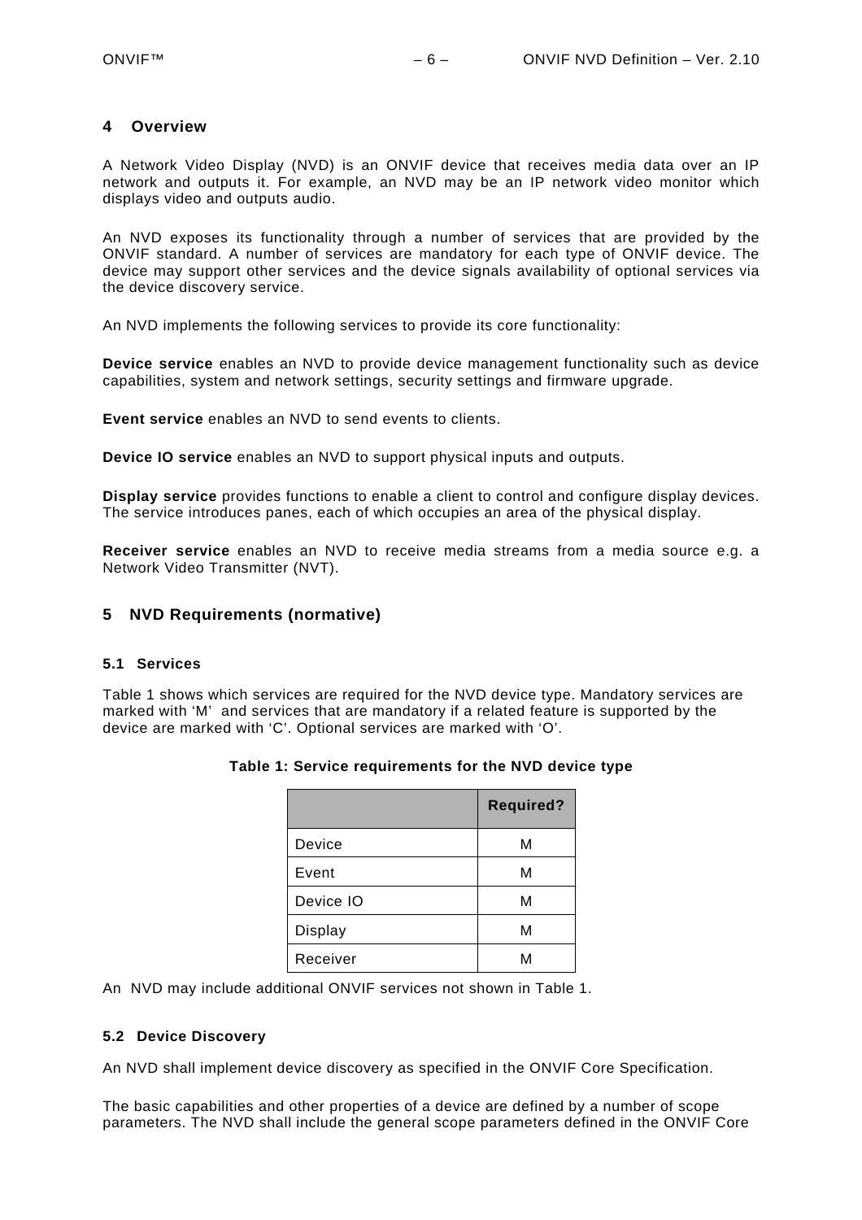# 4 Overview

A Network Video Display (NVD) is an ONVIF device that receives media data over an IP network and outputs it. For example, an NVD may be an IP network video monitor which displays video and outputs audio.

An NVD exposes its functionality through a number of services that are provided by the ONVIF standard. A number of services are mandatory for each type of ONVIF device. The device may support other services and the device signals availability of optional services via the device discovery service.

An NVD implements the following services to provide its core functionality:

**Device service** enables an NVD to provide device management functionality such as device capabilities, system and network settings, security settings and firmware upgrade.

**Event service** enables an NVD to send events to clients.

**Device IO service** enables an NVD to support physical inputs and outputs.

**Display service** provides functions to enable a client to control and configure display devices. The service introduces panes, each of which occupies an area of the physical display.

**Receiver service** enables an NVD to receive media streams from a media source e.g. a Network Video Transmitter (NVT).

# 5 NVD Requirements (normative)

## 5.1 Services

Table 1 shows which services are required for the NVD device type. Mandatory services are marked with 'M' and services that are mandatory if a related feature is supported by the device are marked with 'C'. Optional services are marked with 'O'.

**Table 1: Service requirements for the NVD device type**

| | Required? |
|---|---|
| Device | M |
| Event | M |
| Device IO | M |
| Display | M |
| Receiver | M |

An NVD may include additional ONVIF services not shown in Table 1.

## 5.2 Device Discovery

An NVD shall implement device discovery as specified in the ONVIF Core Specification.

The basic capabilities and other properties of a device are defined by a number of scope parameters. The NVD shall include the general scope parameters defined in the ONVIF Core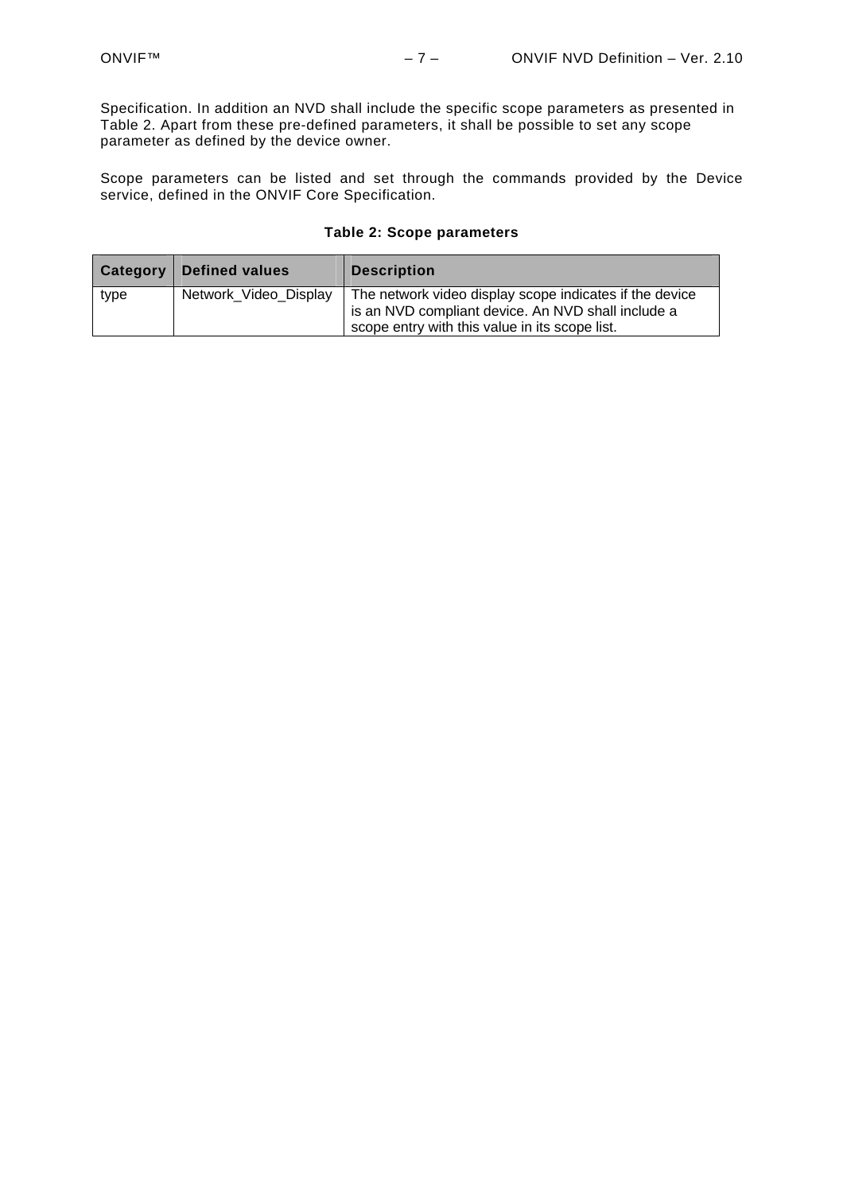Specification. In addition an NVD shall include the specific scope parameters as presented in Table 2. Apart from these pre-defined parameters, it shall be possible to set any scope parameter as defined by the device owner.

Scope parameters can be listed and set through the commands provided by the Device service, defined in the ONVIF Core Specification.

**Table 2: Scope parameters**

| Category | Defined values | Description |
| --- | --- | --- |
| type | Network_Video_Display | The network video display scope indicates if the device is an NVD compliant device. An NVD shall include a scope entry with this value in its scope list. |